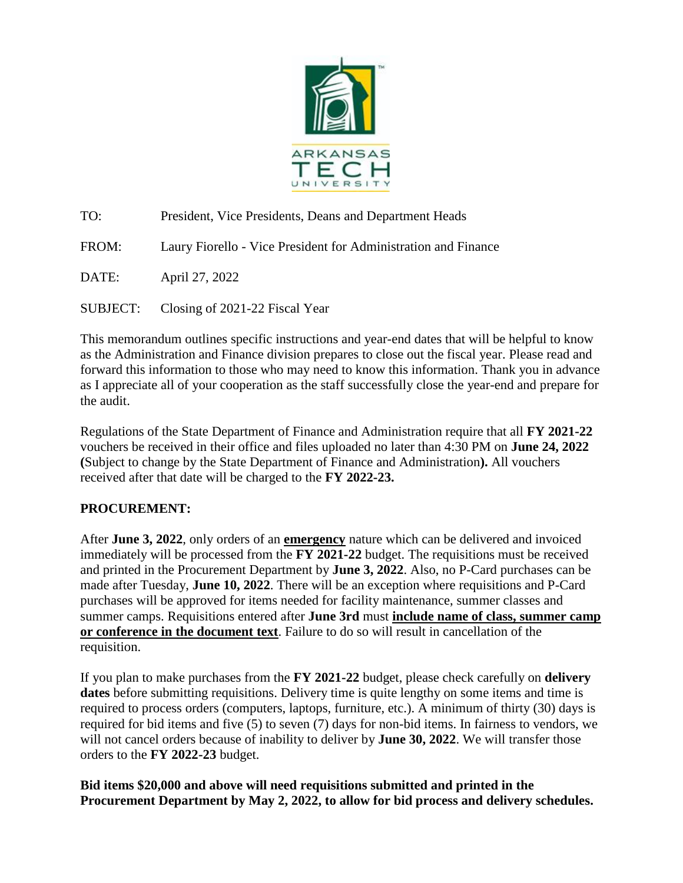TO: President, Vice Presidents, Deans and Department Heads

FROM: Laury Fiorello - Vice President for Administration and Finance

DATE: April 27, 2022

SUBJECT: Closing of 2021-22 Fiscal Year

This memorandum outlines specific instructions and year-end dates that will be helpful to know as the Administration and Finance division prepares to close out the fiscal year. Please read and forward this information to those who may need to know this information. Thank you in advance as I appreciate all of your cooperation as the staff successfully close the year-end and prepare for the audit.

Regulations of the State Department of Finance and Administration require that all **FY 2021-22** vouchers be received in their office and files uploaded no later than 4:30 PM on **June 24, 2022 (**Subject to change by the State Department of Finance and Administration**).** All vouchers received after that date will be charged to the **FY 2022-23.**

**PROCUREMENT:**

After **June 3, 2022**, only orders of an **emergency** nature which can be delivered and invoiced immediately will be processed from the **FY 2021-22** budget. The requisitions must be received and printed in the Procurement Department by **June 3, 2022**. Also, no P-Card purchases can be made after Tuesday, **June 10, 2022**. There will be an exception where requisitions and P-Card purchases will be approved for items needed for facility maintenance, summer classes and summer camps. Requisitions entered after **June 3rd** must **include name of class, summer camp or conference in the document text**. Failure to do so will result in cancellation of the requisition.

If you plan to make purchases from the **FY 2021-22** budget, please check carefully on **delivery dates** before submitting requisitions. Delivery time is quite lengthy on some items and time is required to process orders (computers, laptops, furniture, etc.). A minimum of thirty (30) days is required for bid items and five (5) to seven (7) days for non-bid items. In fairness to vendors, we will not cancel orders because of inability to deliver by **June 30, 2022**. We will transfer those orders to the **FY 2022-23** budget.

**Bid items $20,000 and above will need requisitions submitted and printed in the Procurement Department by May 2, 2022, to allow for bid process and delivery schedules.**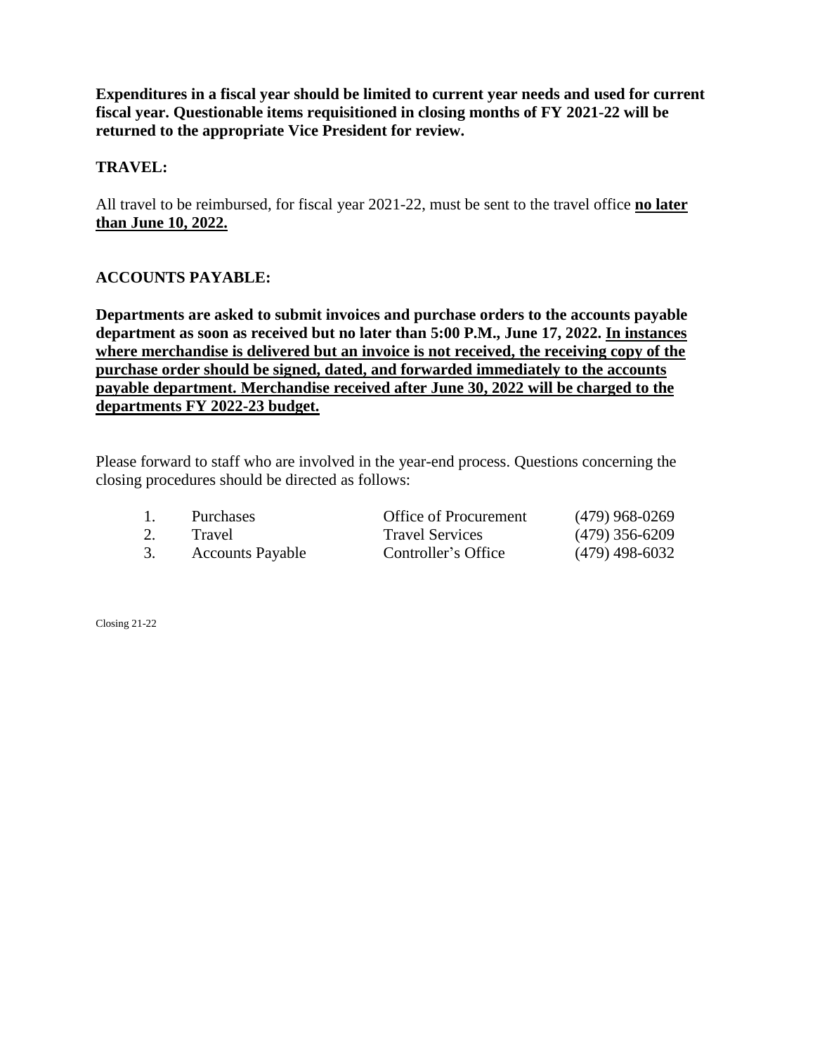**Expenditures in a fiscal year should be limited to current year needs and used for current fiscal year. Questionable items requisitioned in closing months of FY 2021-22 will be returned to the appropriate Vice President for review.**

**TRAVEL:**

All travel to be reimbursed, for fiscal year 2021-22, must be sent to the travel office **no later than June 10, 2022.**

**ACCOUNTS PAYABLE:**

**Departments are asked to submit invoices and purchase orders to the accounts payable department as soon as received but no later than 5:00 P.M., June 17, 2022. In instances where merchandise is delivered but an invoice is not received, the receiving copy of the purchase order should be signed, dated, and forwarded immediately to the accounts payable department. Merchandise received after June 30, 2022 will be charged to the departments FY 2022-23 budget.**

Please forward to staff who are involved in the year-end process. Questions concerning the closing procedures should be directed as follows:

| | | | |
|---|---|---|---|
| 1. | Purchases | Office of Procurement | (479) 968-0269 |
| 2. | Travel | Travel Services | (479) 356-6209 |
| 3. | Accounts Payable | Controller's Office | (479) 498-6032 |

Closing 21-22